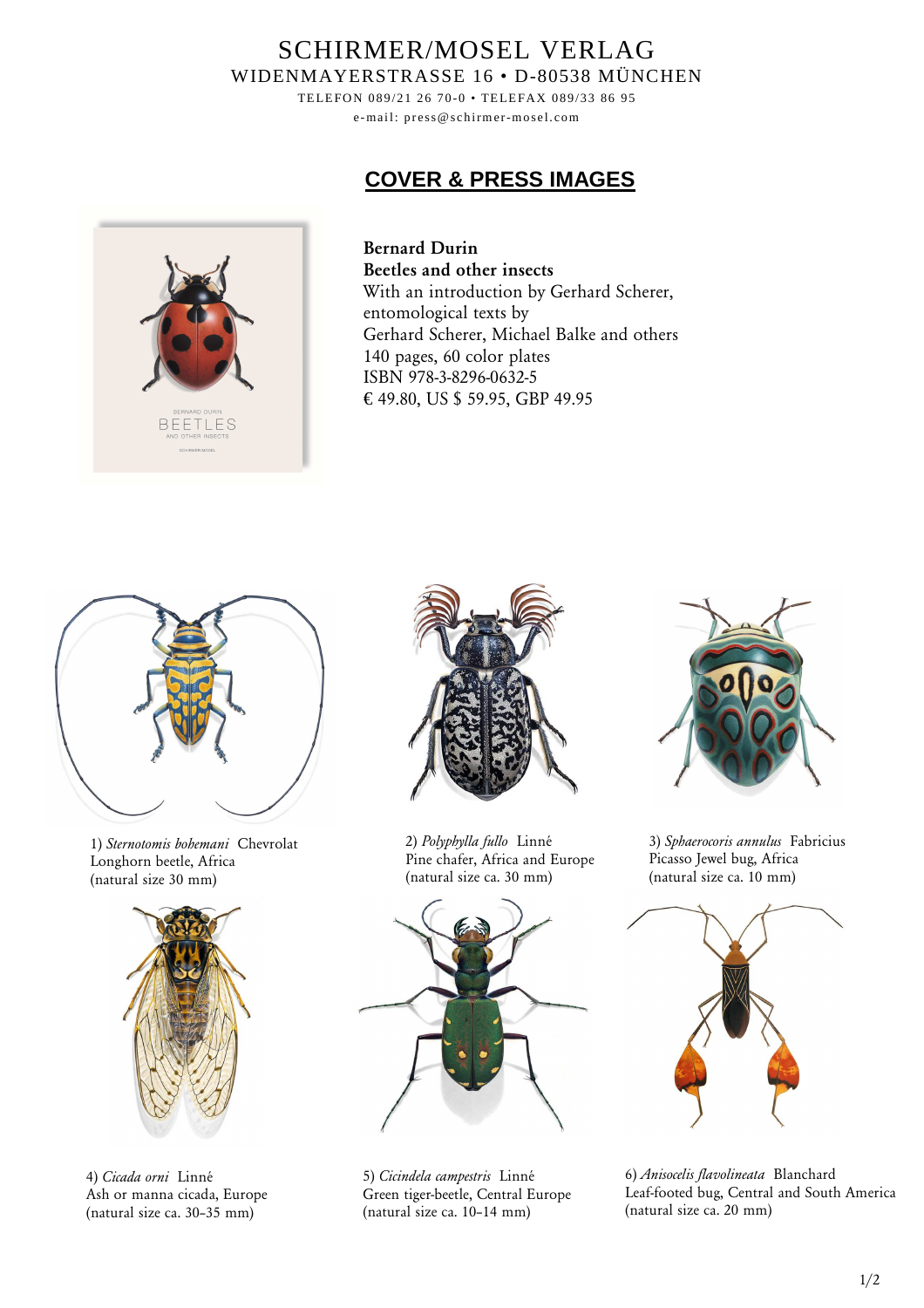SCHIRMER/MOSEL VERLAG
WIDENMAYERSTRASSE 16 • D-80538 MÜNCHEN
TELEFON 089/21 26 70-0 • TELEFAX 089/33 86 95
e-mail: press@schirmer-mosel.com

# COVER & PRESS IMAGES

**Bernard Durin**
**Beetles and other insects**
With an introduction by Gerhard Scherer,
entomological texts by
Gerhard Scherer, Michael Balke and others
140 pages, 60 color plates
ISBN 978-3-8296-0632-5
€ 49.80, US $ 59.95, GBP 49.95

1) *Sternotomis bohemani* Chevrolat
Longhorn beetle, Africa
(natural size 30 mm)

2) *Polyphylla fullo* Linné
Pine chafer, Africa and Europe
(natural size ca. 30 mm)

3) *Sphaerocoris annulus* Fabricius
Picasso Jewel bug, Africa
(natural size ca. 10 mm)

4) *Cicada orni* Linné
Ash or manna cicada, Europe
(natural size ca. 30–35 mm)

5) *Cicindela campestris* Linné
Green tiger-beetle, Central Europe
(natural size ca. 10–14 mm)

6) *Anisocelis flavolineata* Blanchard
Leaf-footed bug, Central and South America
(natural size ca. 20 mm)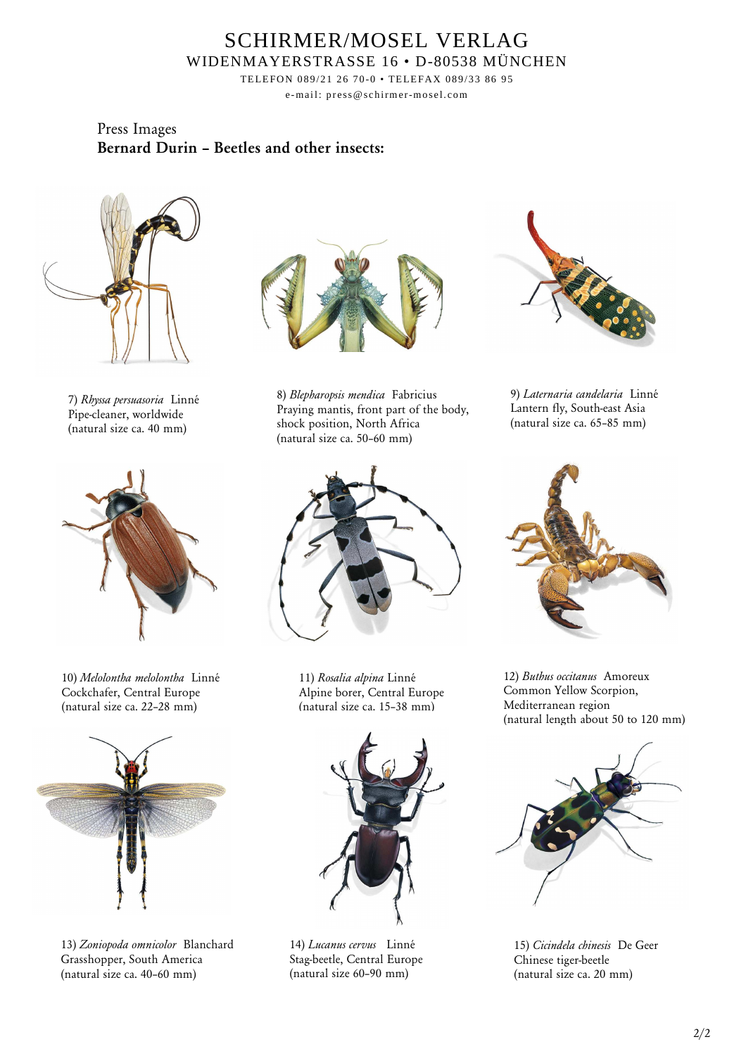# SCHIRMER/MOSEL VERLAG

WIDENMAYERSTRASSE 16 • D-80538 MÜNCHEN

TELEFON 089/21 26 70-0 • TELEFAX 089/33 86 95

e-mail: press@schirmer-mosel.com

Press Images

**Bernard Durin – Beetles and other insects:**

7) *Rhyssa persuasoria* Linné
Pipe-cleaner, worldwide
(natural size ca. 40 mm)

8) *Blepharopsis mendica* Fabricius
Praying mantis, front part of the body, shock position, North Africa
(natural size ca. 50-60 mm)

9) *Laternaria candelaria* Linné
Lantern fly, South-east Asia
(natural size ca. 65-85 mm)

10) *Melolontha melolontha* Linné
Cockchafer, Central Europe
(natural size ca. 22-28 mm)

11) *Rosalia alpina* Linné
Alpine borer, Central Europe
(natural size ca. 15-38 mm)

12) *Buthus occitanus* Amoreux
Common Yellow Scorpion, Mediterranean region
(natural length about 50 to 120 mm)

13) *Zoniopoda omnicolor* Blanchard
Grasshopper, South America
(natural size ca. 40-60 mm)

14) *Lucanus cervus* Linné
Stag-beetle, Central Europe
(natural size 60-90 mm)

15) *Cicindela chinesis* De Geer
Chinese tiger-beetle
(natural size ca. 20 mm)